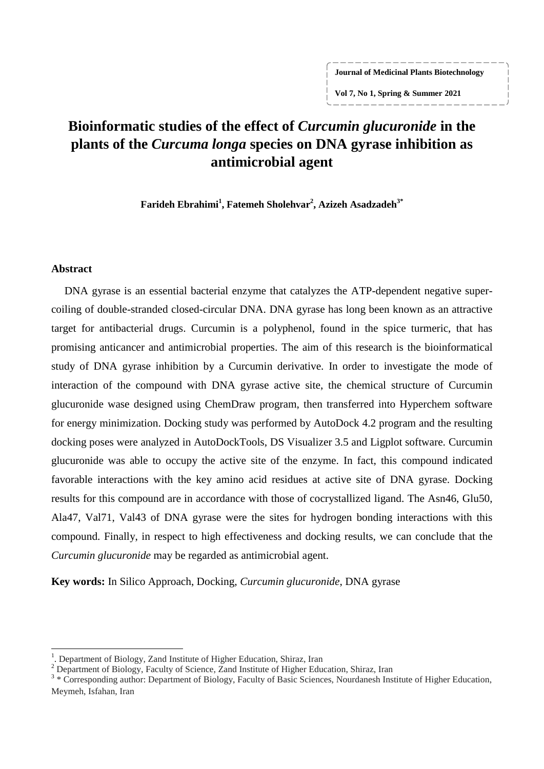# Bioinformatic studies of the effect of *Curcumin glucuronide* in the plants of the *Curcuma longa* species on DNA gyrase inhibition as antimicrobial agent

**Farideh Ebrahimi[1], Fatemeh Sholehvar[2], Azizeh Asadzadeh[3*]**

## Abstract

DNA gyrase is an essential bacterial enzyme that catalyzes the ATP-dependent negative super-coiling of double-stranded closed-circular DNA. DNA gyrase has long been known as an attractive target for antibacterial drugs. Curcumin is a polyphenol, found in the spice turmeric, that has promising anticancer and antimicrobial properties. The aim of this research is the bioinformatical study of DNA gyrase inhibition by a Curcumin derivative. In order to investigate the mode of interaction of the compound with DNA gyrase active site, the chemical structure of Curcumin glucuronide wase designed using ChemDraw program, then transferred into Hyperchem software for energy minimization. Docking study was performed by AutoDock 4.2 program and the resulting docking poses were analyzed in AutoDockTools, DS Visualizer 3.5 and Ligplot software. Curcumin glucuronide was able to occupy the active site of the enzyme. In fact, this compound indicated favorable interactions with the key amino acid residues at active site of DNA gyrase. Docking results for this compound are in accordance with those of cocrystallized ligand. The Asn46, Glu50, Ala47, Val71, Val43 of DNA gyrase were the sites for hydrogen bonding interactions with this compound. Finally, in respect to high effectiveness and docking results, we can conclude that the *Curcumin glucuronide* may be regarded as antimicrobial agent.

**Key words:** In Silico Approach, Docking, *Curcumin glucuronide*, DNA gyrase

---

[1]. Department of Biology, Zand Institute of Higher Education, Shiraz, Iran

[2] Department of Biology, Faculty of Science, Zand Institute of Higher Education, Shiraz, Iran

[3] * Corresponding author: Department of Biology, Faculty of Basic Sciences, Nourdanesh Institute of Higher Education, Meymeh, Isfahan, Iran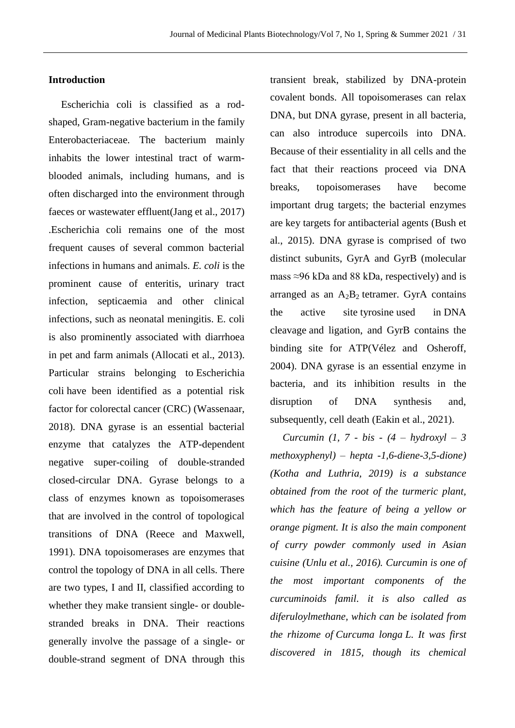## Introduction

Escherichia coli is classified as a rod-shaped, Gram-negative bacterium in the family Enterobacteriaceae. The bacterium mainly inhabits the lower intestinal tract of warm-blooded animals, including humans, and is often discharged into the environment through faeces or wastewater effluent(Jang et al., 2017) .Escherichia coli remains one of the most frequent causes of several common bacterial infections in humans and animals. *E. coli* is the prominent cause of enteritis, urinary tract infection, septicaemia and other clinical infections, such as neonatal meningitis. E. coli is also prominently associated with diarrhoea in pet and farm animals (Allocati et al., 2013). Particular strains belonging to Escherichia coli have been identified as a potential risk factor for colorectal cancer (CRC) (Wassenaar, 2018). DNA gyrase is an essential bacterial enzyme that catalyzes the ATP-dependent negative super-coiling of double-stranded closed-circular DNA. Gyrase belongs to a class of enzymes known as topoisomerases that are involved in the control of topological transitions of DNA (Reece and Maxwell, 1991). DNA topoisomerases are enzymes that control the topology of DNA in all cells. There are two types, I and II, classified according to whether they make transient single- or double-stranded breaks in DNA. Their reactions generally involve the passage of a single- or double-strand segment of DNA through this transient break, stabilized by DNA-protein covalent bonds. All topoisomerases can relax DNA, but DNA gyrase, present in all bacteria, can also introduce supercoils into DNA. Because of their essentiality in all cells and the fact that their reactions proceed via DNA breaks, topoisomerases have become important drug targets; the bacterial enzymes are key targets for antibacterial agents (Bush et al., 2015). DNA gyrase is comprised of two distinct subunits, GyrA and GyrB (molecular mass ≈96 kDa and 88 kDa, respectively) and is arranged as an $A_2B_2$ tetramer. GyrA contains the active site tyrosine used in DNA cleavage and ligation, and GyrB contains the binding site for ATP(Vélez and Osheroff, 2004). DNA gyrase is an essential enzyme in bacteria, and its inhibition results in the disruption of DNA synthesis and, subsequently, cell death (Eakin et al., 2021).

*Curcumin (1, 7 - bis - (4 – hydroxyl – 3 methoxyphenyl) – hepta -1,6-diene-3,5-dione) (Kotha and Luthria, 2019) is a substance obtained from the root of the turmeric plant, which has the feature of being a yellow or orange pigment. It is also the main component of curry powder commonly used in Asian cuisine (Unlu et al., 2016). Curcumin is one of the most important components of the curcuminoids famil. it is also called as diferuloylmethane, which can be isolated from the rhizome of Curcuma longa L. It was first discovered in 1815, though its chemical*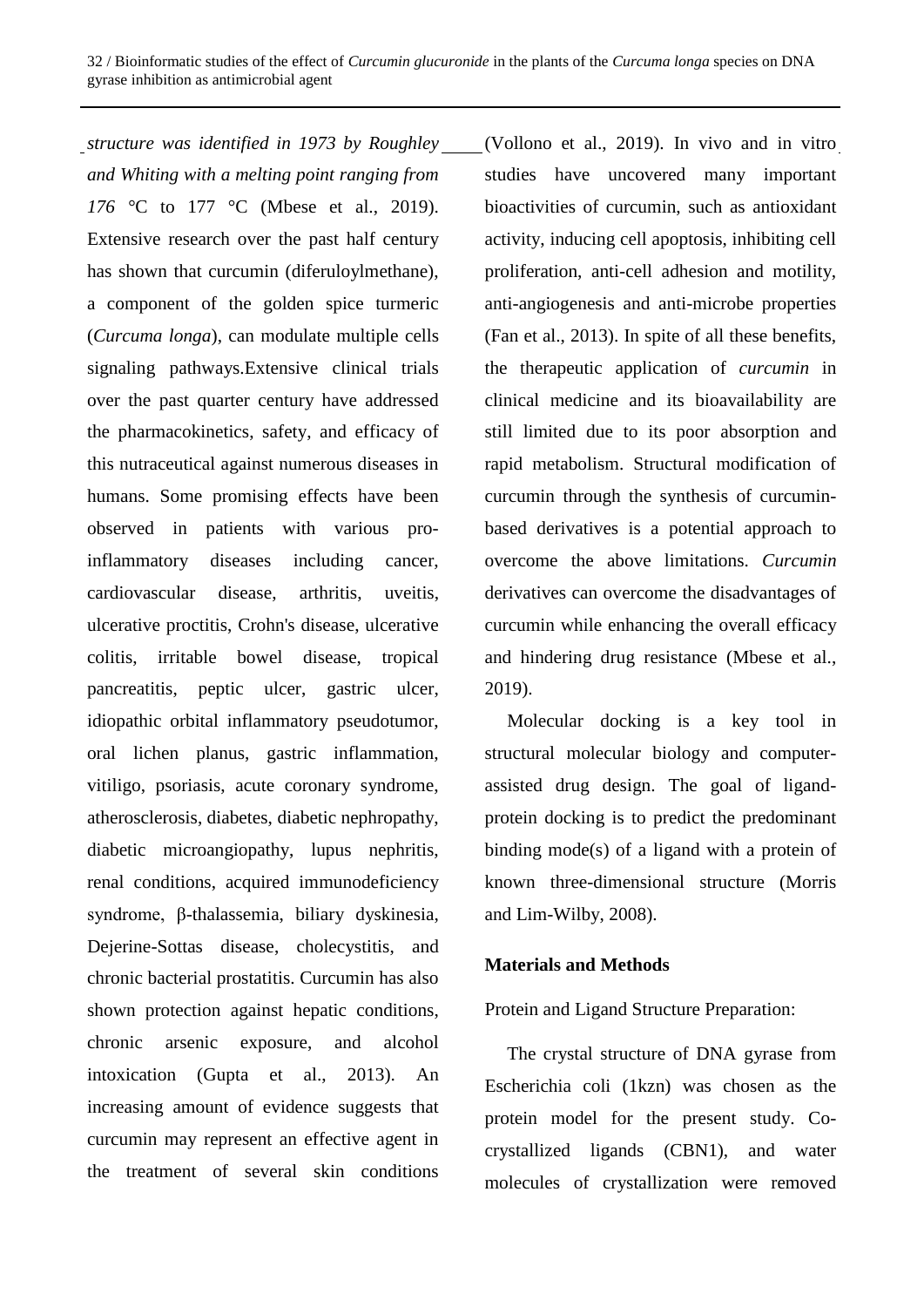*structure was identified in 1973 by Roughley and Whiting with a melting point ranging from 176* °C to 177 °C (Mbese et al., 2019). Extensive research over the past half century has shown that curcumin (diferuloylmethane), a component of the golden spice turmeric (*Curcuma longa*), can modulate multiple cells signaling pathways.Extensive clinical trials over the past quarter century have addressed the pharmacokinetics, safety, and efficacy of this nutraceutical against numerous diseases in humans. Some promising effects have been observed in patients with various pro-inflammatory diseases including cancer, cardiovascular disease, arthritis, uveitis, ulcerative proctitis, Crohn's disease, ulcerative colitis, irritable bowel disease, tropical pancreatitis, peptic ulcer, gastric ulcer, idiopathic orbital inflammatory pseudotumor, oral lichen planus, gastric inflammation, vitiligo, psoriasis, acute coronary syndrome, atherosclerosis, diabetes, diabetic nephropathy, diabetic microangiopathy, lupus nephritis, renal conditions, acquired immunodeficiency syndrome, β-thalassemia, biliary dyskinesia, Dejerine-Sottas disease, cholecystitis, and chronic bacterial prostatitis. Curcumin has also shown protection against hepatic conditions, chronic arsenic exposure, and alcohol intoxication (Gupta et al., 2013). An increasing amount of evidence suggests that curcumin may represent an effective agent in the treatment of several skin conditions (Vollono et al., 2019). In vivo and in vitro studies have uncovered many important bioactivities of curcumin, such as antioxidant activity, inducing cell apoptosis, inhibiting cell proliferation, anti-cell adhesion and motility, anti-angiogenesis and anti-microbe properties (Fan et al., 2013). In spite of all these benefits, the therapeutic application of *curcumin* in clinical medicine and its bioavailability are still limited due to its poor absorption and rapid metabolism. Structural modification of curcumin through the synthesis of curcumin-based derivatives is a potential approach to overcome the above limitations. *Curcumin* derivatives can overcome the disadvantages of curcumin while enhancing the overall efficacy and hindering drug resistance (Mbese et al., 2019).

Molecular docking is a key tool in structural molecular biology and computer-assisted drug design. The goal of ligand-protein docking is to predict the predominant binding mode(s) of a ligand with a protein of known three-dimensional structure (Morris and Lim-Wilby, 2008).

## Materials and Methods

Protein and Ligand Structure Preparation:

The crystal structure of DNA gyrase from Escherichia coli (1kzn) was chosen as the protein model for the present study. Co-crystallized ligands (CBN1), and water molecules of crystallization were removed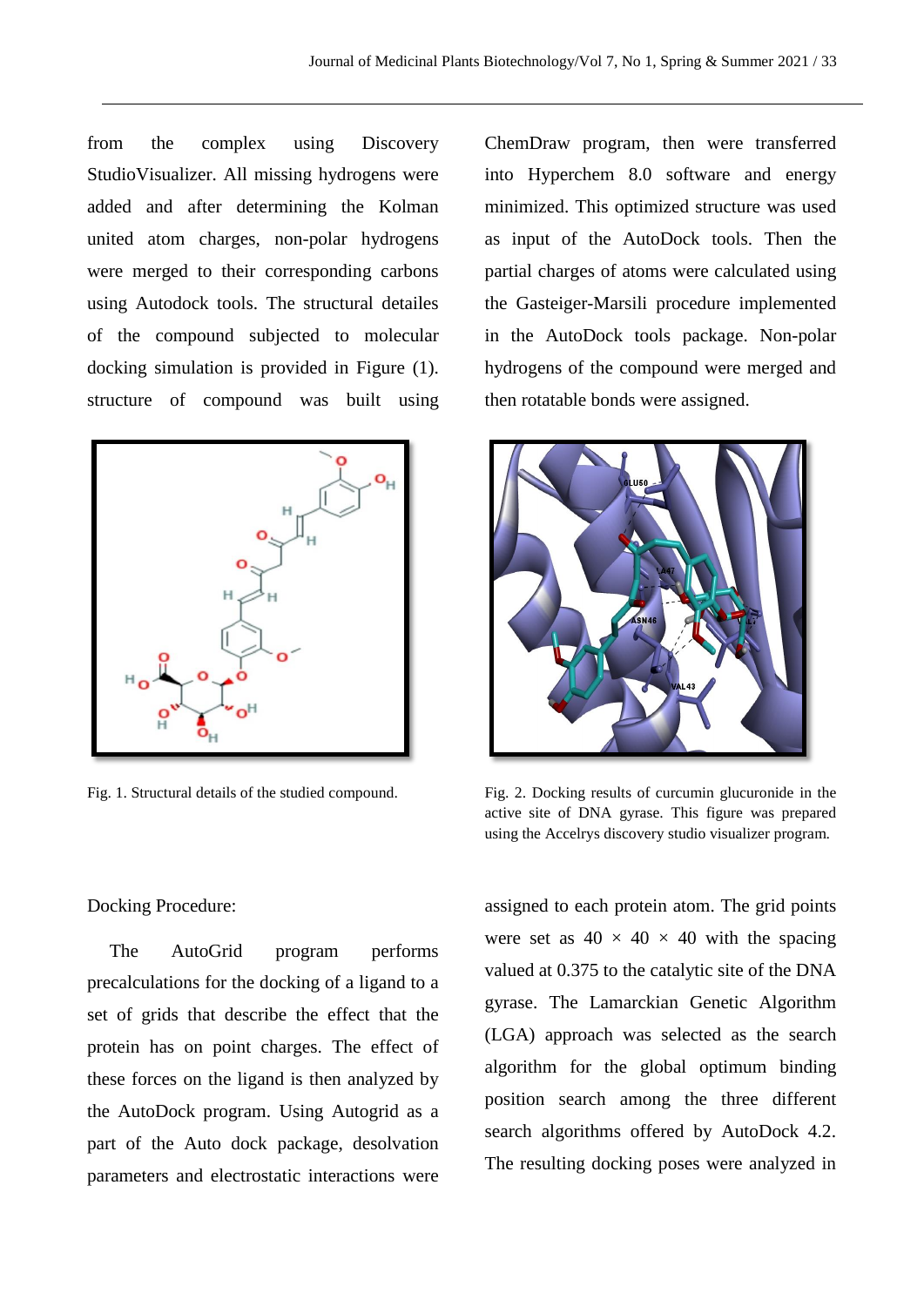from the complex using Discovery StudioVisualizer. All missing hydrogens were added and after determining the Kolman united atom charges, non-polar hydrogens were merged to their corresponding carbons using Autodock tools. The structural detailes of the compound subjected to molecular docking simulation is provided in Figure (1). structure of compound was built using ChemDraw program, then were transferred into Hyperchem 8.0 software and energy minimized. This optimized structure was used as input of the AutoDock tools. Then the partial charges of atoms were calculated using the Gasteiger-Marsili procedure implemented in the AutoDock tools package. Non-polar hydrogens of the compound were merged and then rotatable bonds were assigned.

Fig. 1. Structural details of the studied compound.

Fig. 2. Docking results of curcumin glucuronide in the active site of DNA gyrase. This figure was prepared using the Accelrys discovery studio visualizer program.

Docking Procedure:

The AutoGrid program performs precalculations for the docking of a ligand to a set of grids that describe the effect that the protein has on point charges. The effect of these forces on the ligand is then analyzed by the AutoDock program. Using Autogrid as a part of the Auto dock package, desolvation parameters and electrostatic interactions were assigned to each protein atom. The grid points were set as 40 × 40 × 40 with the spacing valued at 0.375 to the catalytic site of the DNA gyrase. The Lamarckian Genetic Algorithm (LGA) approach was selected as the search algorithm for the global optimum binding position search among the three different search algorithms offered by AutoDock 4.2. The resulting docking poses were analyzed in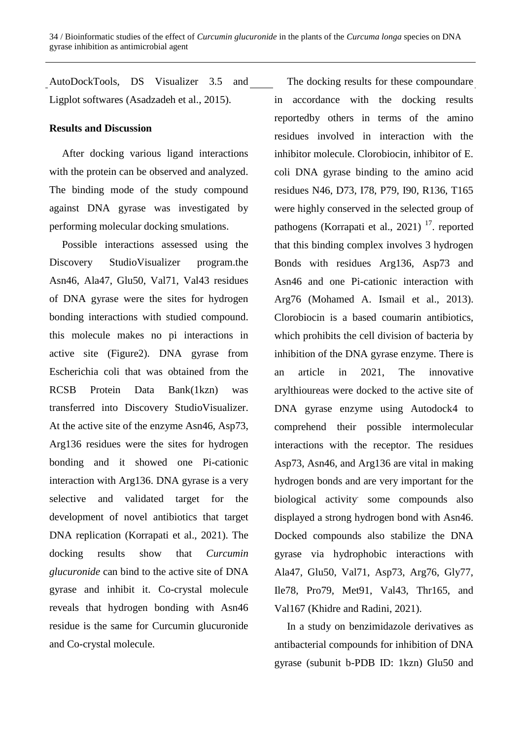AutoDockTools, DS Visualizer 3.5 and Ligplot softwares (Asadzadeh et al., 2015).

## Results and Discussion

After docking various ligand interactions with the protein can be observed and analyzed. The binding mode of the study compound against DNA gyrase was investigated by performing molecular docking smulations.

Possible interactions assessed using the Discovery StudioVisualizer program.the Asn46, Ala47, Glu50, Val71, Val43 residues of DNA gyrase were the sites for hydrogen bonding interactions with studied compound. this molecule makes no pi interactions in active site (Figure2). DNA gyrase from Escherichia coli that was obtained from the RCSB Protein Data Bank(1kzn) was transferred into Discovery StudioVisualizer. At the active site of the enzyme Asn46, Asp73, Arg136 residues were the sites for hydrogen bonding and it showed one Pi-cationic interaction with Arg136. DNA gyrase is a very selective and validated target for the development of novel antibiotics that target DNA replication (Korrapati et al., 2021). The docking results show that *Curcumin glucuronide* can bind to the active site of DNA gyrase and inhibit it. Co-crystal molecule reveals that hydrogen bonding with Asn46 residue is the same for Curcumin glucuronide and Co-crystal molecule.

The docking results for these compoundare in accordance with the docking results reportedby others in terms of the amino residues involved in interaction with the inhibitor molecule. Clorobiocin, inhibitor of E. coli DNA gyrase binding to the amino acid residues N46, D73, I78, P79, I90, R136, T165 were highly conserved in the selected group of pathogens (Korrapati et al., 2021) [17]. reported that this binding complex involves 3 hydrogen Bonds with residues Arg136, Asp73 and Asn46 and one Pi-cationic interaction with Arg76 (Mohamed A. Ismail et al., 2013). Clorobiocin is a based coumarin antibiotics, which prohibits the cell division of bacteria by inhibition of the DNA gyrase enzyme. There is an article in 2021, The innovative arylthioureas were docked to the active site of DNA gyrase enzyme using Autodock4 to comprehend their possible intermolecular interactions with the receptor. The residues Asp73, Asn46, and Arg136 are vital in making hydrogen bonds and are very important for the biological activity. some compounds also displayed a strong hydrogen bond with Asn46. Docked compounds also stabilize the DNA gyrase via hydrophobic interactions with Ala47, Glu50, Val71, Asp73, Arg76, Gly77, Ile78, Pro79, Met91, Val43, Thr165, and Val167 (Khidre and Radini, 2021).

In a study on benzimidazole derivatives as antibacterial compounds for inhibition of DNA gyrase (subunit b-PDB ID: 1kzn) Glu50 and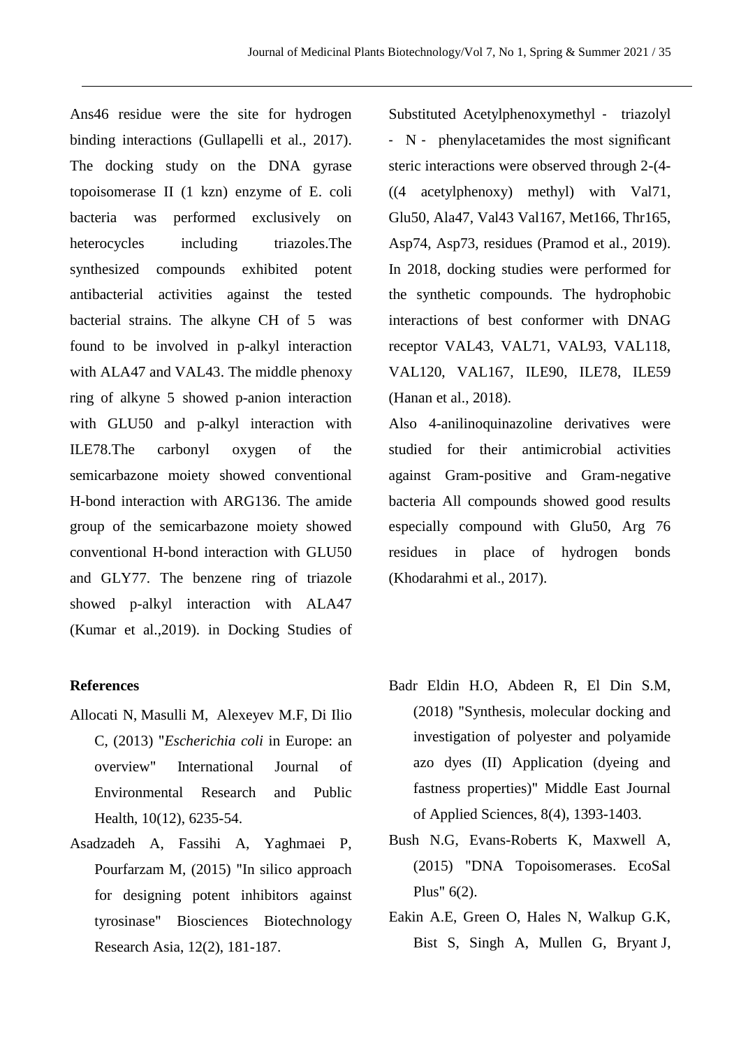Ans46 residue were the site for hydrogen binding interactions (Gullapelli et al., 2017). The docking study on the DNA gyrase topoisomerase II (1 kzn) enzyme of E. coli bacteria was performed exclusively on heterocycles including triazoles.The synthesized compounds exhibited potent antibacterial activities against the tested bacterial strains. The alkyne CH of 5 was found to be involved in p-alkyl interaction with ALA47 and VAL43. The middle phenoxy ring of alkyne 5 showed p-anion interaction with GLU50 and p-alkyl interaction with ILE78.The carbonyl oxygen of the semicarbazone moiety showed conventional H-bond interaction with ARG136. The amide group of the semicarbazone moiety showed conventional H-bond interaction with GLU50 and GLY77. The benzene ring of triazole showed p-alkyl interaction with ALA47 (Kumar et al.,2019). in Docking Studies of Substituted Acetylphenoxymethyl - triazolyl - N - phenylacetamides the most significant steric interactions were observed through 2-(4-((4 acetylphenoxy) methyl) with Val71, Glu50, Ala47, Val43 Val167, Met166, Thr165, Asp74, Asp73, residues (Pramod et al., 2019). In 2018, docking studies were performed for the synthetic compounds. The hydrophobic interactions of best conformer with DNAG receptor VAL43, VAL71, VAL93, VAL118, VAL120, VAL167, ILE90, ILE78, ILE59 (Hanan et al., 2018).

Also 4-anilinoquinazoline derivatives were studied for their antimicrobial activities against Gram-positive and Gram-negative bacteria All compounds showed good results especially compound with Glu50, Arg 76 residues in place of hydrogen bonds (Khodarahmi et al., 2017).

**References**

Allocati N, Masulli M, Alexeyev M.F, Di Ilio C, (2013) "*Escherichia coli* in Europe: an overview" International Journal of Environmental Research and Public Health, 10(12), 6235-54.

Asadzadeh A, Fassihi A, Yaghmaei P, Pourfarzam M, (2015) "In silico approach for designing potent inhibitors against tyrosinase" Biosciences Biotechnology Research Asia, 12(2), 181-187.

Badr Eldin H.O, Abdeen R, El Din S.M, (2018) "Synthesis, molecular docking and investigation of polyester and polyamide azo dyes (II) Application (dyeing and fastness properties)" Middle East Journal of Applied Sciences, 8(4), 1393-1403.

Bush N.G, Evans-Roberts K, Maxwell A, (2015) "DNA Topoisomerases. EcoSal Plus" 6(2).

Eakin A.E, Green O, Hales N, Walkup G.K, Bist S, Singh A, Mullen G, Bryant J,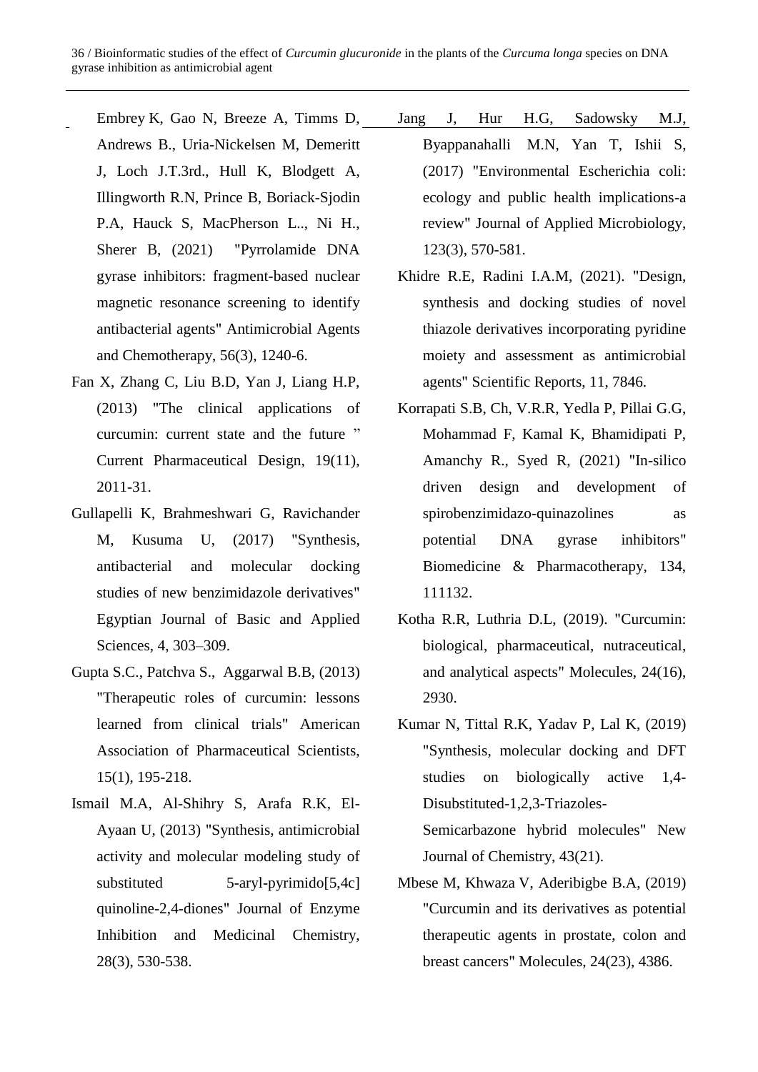Embrey K, Gao N, Breeze A, Timms D, Andrews B., Uria-Nickelsen M, Demeritt J, Loch J.T.3rd., Hull K, Blodgett A, Illingworth R.N, Prince B, Boriack-Sjodin P.A, Hauck S, MacPherson L.., Ni H., Sherer B, (2021) "Pyrrolamide DNA gyrase inhibitors: fragment-based nuclear magnetic resonance screening to identify antibacterial agents" Antimicrobial Agents and Chemotherapy, 56(3), 1240-6.

Fan X, Zhang C, Liu B.D, Yan J, Liang H.P, (2013) "The clinical applications of curcumin: current state and the future " Current Pharmaceutical Design, 19(11), 2011-31.

Gullapelli K, Brahmeshwari G, Ravichander M, Kusuma U, (2017) "Synthesis, antibacterial and molecular docking studies of new benzimidazole derivatives" Egyptian Journal of Basic and Applied Sciences, 4, 303–309.

Gupta S.C., Patchva S., Aggarwal B.B, (2013) "Therapeutic roles of curcumin: lessons learned from clinical trials" American Association of Pharmaceutical Scientists, 15(1), 195-218.

Ismail M.A, Al-Shihry S, Arafa R.K, El-Ayaan U, (2013) "Synthesis, antimicrobial activity and molecular modeling study of substituted 5-aryl-pyrimido[5,4c] quinoline-2,4-diones" Journal of Enzyme Inhibition and Medicinal Chemistry, 28(3), 530-538.

Jang J, Hur H.G, Sadowsky M.J, Byappanahalli M.N, Yan T, Ishii S, (2017) "Environmental Escherichia coli: ecology and public health implications-a review" Journal of Applied Microbiology, 123(3), 570-581.

Khidre R.E, Radini I.A.M, (2021). "Design, synthesis and docking studies of novel thiazole derivatives incorporating pyridine moiety and assessment as antimicrobial agents" Scientific Reports, 11, 7846.

Korrapati S.B, Ch, V.R.R, Yedla P, Pillai G.G, Mohammad F, Kamal K, Bhamidipati P, Amanchy R., Syed R, (2021) "In-silico driven design and development of spirobenzimidazo-quinazolines as potential DNA gyrase inhibitors" Biomedicine & Pharmacotherapy, 134, 111132.

Kotha R.R, Luthria D.L, (2019). "Curcumin: biological, pharmaceutical, nutraceutical, and analytical aspects" Molecules, 24(16), 2930.

Kumar N, Tittal R.K, Yadav P, Lal K, (2019) "Synthesis, molecular docking and DFT studies on biologically active 1,4-Disubstituted-1,2,3-Triazoles-Semicarbazone hybrid molecules" New Journal of Chemistry, 43(21).

Mbese M, Khwaza V, Aderibigbe B.A, (2019) "Curcumin and its derivatives as potential therapeutic agents in prostate, colon and breast cancers" Molecules, 24(23), 4386.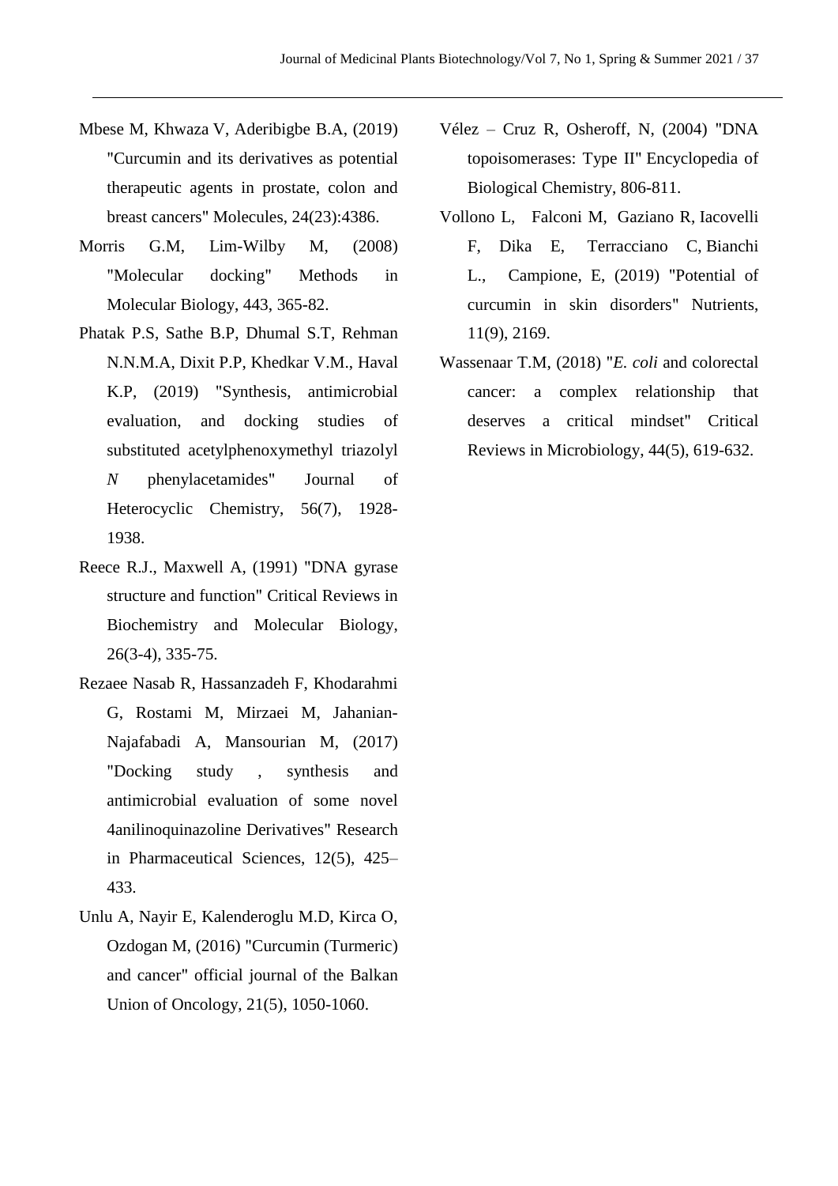Mbese M, Khwaza V, Aderibigbe B.A, (2019) "Curcumin and its derivatives as potential therapeutic agents in prostate, colon and breast cancers" Molecules, 24(23):4386.

Morris G.M, Lim-Wilby M, (2008) "Molecular docking" Methods in Molecular Biology, 443, 365-82.

Phatak P.S, Sathe B.P, Dhumal S.T, Rehman N.N.M.A, Dixit P.P, Khedkar V.M., Haval K.P, (2019) "Synthesis, antimicrobial evaluation, and docking studies of substituted acetylphenoxymethyl triazolyl *N* phenylacetamides" Journal of Heterocyclic Chemistry, 56(7), 1928-1938.

Reece R.J., Maxwell A, (1991) "DNA gyrase structure and function" Critical Reviews in Biochemistry and Molecular Biology, 26(3-4), 335-75.

Rezaee Nasab R, Hassanzadeh F, Khodarahmi G, Rostami M, Mirzaei M, Jahanian-Najafabadi A, Mansourian M, (2017) "Docking study , synthesis and antimicrobial evaluation of some novel 4anilinoquinazoline Derivatives" Research in Pharmaceutical Sciences, 12(5), 425–433.

Unlu A, Nayir E, Kalenderoglu M.D, Kirca O, Ozdogan M, (2016) "Curcumin (Turmeric) and cancer" official journal of the Balkan Union of Oncology, 21(5), 1050-1060.

Vélez – Cruz R, Osheroff, N, (2004) "DNA topoisomerases: Type II" Encyclopedia of Biological Chemistry, 806-811.

Vollono L, Falconi M, Gaziano R, Iacovelli F, Dika E, Terracciano C, Bianchi L., Campione, E, (2019) "Potential of curcumin in skin disorders" Nutrients, 11(9), 2169.

Wassenaar T.M, (2018) "*E. coli* and colorectal cancer: a complex relationship that deserves a critical mindset" Critical Reviews in Microbiology, 44(5), 619-632.